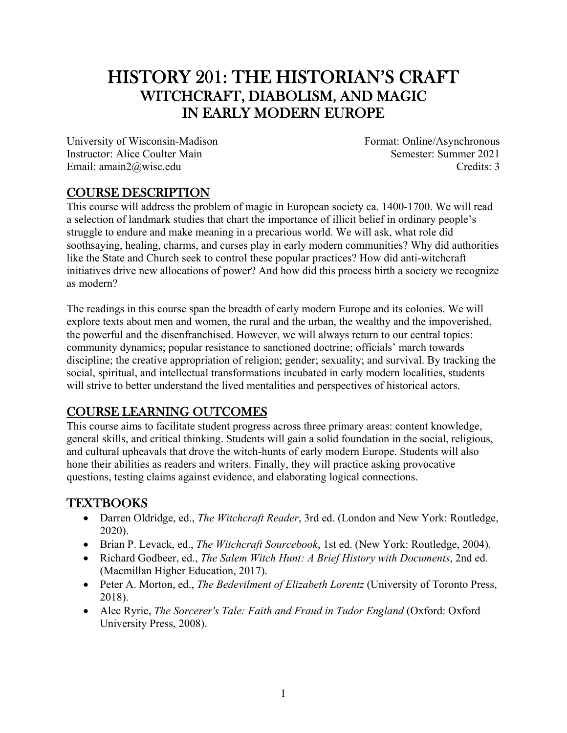# HISTORY 201: THE HISTORIAN'S CRAFT
## WITCHCRAFT, DIABOLISM, AND MAGIC IN EARLY MODERN EUROPE

University of Wisconsin-Madison
Instructor: Alice Coulter Main
Email: amain2@wisc.edu

Format: Online/Asynchronous
Semester: Summer 2021
Credits: 3

## COURSE DESCRIPTION

This course will address the problem of magic in European society ca. 1400-1700. We will read a selection of landmark studies that chart the importance of illicit belief in ordinary people's struggle to endure and make meaning in a precarious world. We will ask, what role did soothsaying, healing, charms, and curses play in early modern communities? Why did authorities like the State and Church seek to control these popular practices? How did anti-witchcraft initiatives drive new allocations of power? And how did this process birth a society we recognize as modern?

The readings in this course span the breadth of early modern Europe and its colonies. We will explore texts about men and women, the rural and the urban, the wealthy and the impoverished, the powerful and the disenfranchised. However, we will always return to our central topics: community dynamics; popular resistance to sanctioned doctrine; officials' march towards discipline; the creative appropriation of religion; gender; sexuality; and survival. By tracking the social, spiritual, and intellectual transformations incubated in early modern localities, students will strive to better understand the lived mentalities and perspectives of historical actors.

## COURSE LEARNING OUTCOMES

This course aims to facilitate student progress across three primary areas: content knowledge, general skills, and critical thinking. Students will gain a solid foundation in the social, religious, and cultural upheavals that drove the witch-hunts of early modern Europe. Students will also hone their abilities as readers and writers. Finally, they will practice asking provocative questions, testing claims against evidence, and elaborating logical connections.

## TEXTBOOKS

- Darren Oldridge, ed., *The Witchcraft Reader*, 3rd ed. (London and New York: Routledge, 2020).
- Brian P. Levack, ed., *The Witchcraft Sourcebook*, 1st ed. (New York: Routledge, 2004).
- Richard Godbeer, ed., *The Salem Witch Hunt: A Brief History with Documents*, 2nd ed. (Macmillan Higher Education, 2017).
- Peter A. Morton, ed., *The Bedevilment of Elizabeth Lorentz* (University of Toronto Press, 2018).
- Alec Ryrie, *The Sorcerer's Tale: Faith and Fraud in Tudor England* (Oxford: Oxford University Press, 2008).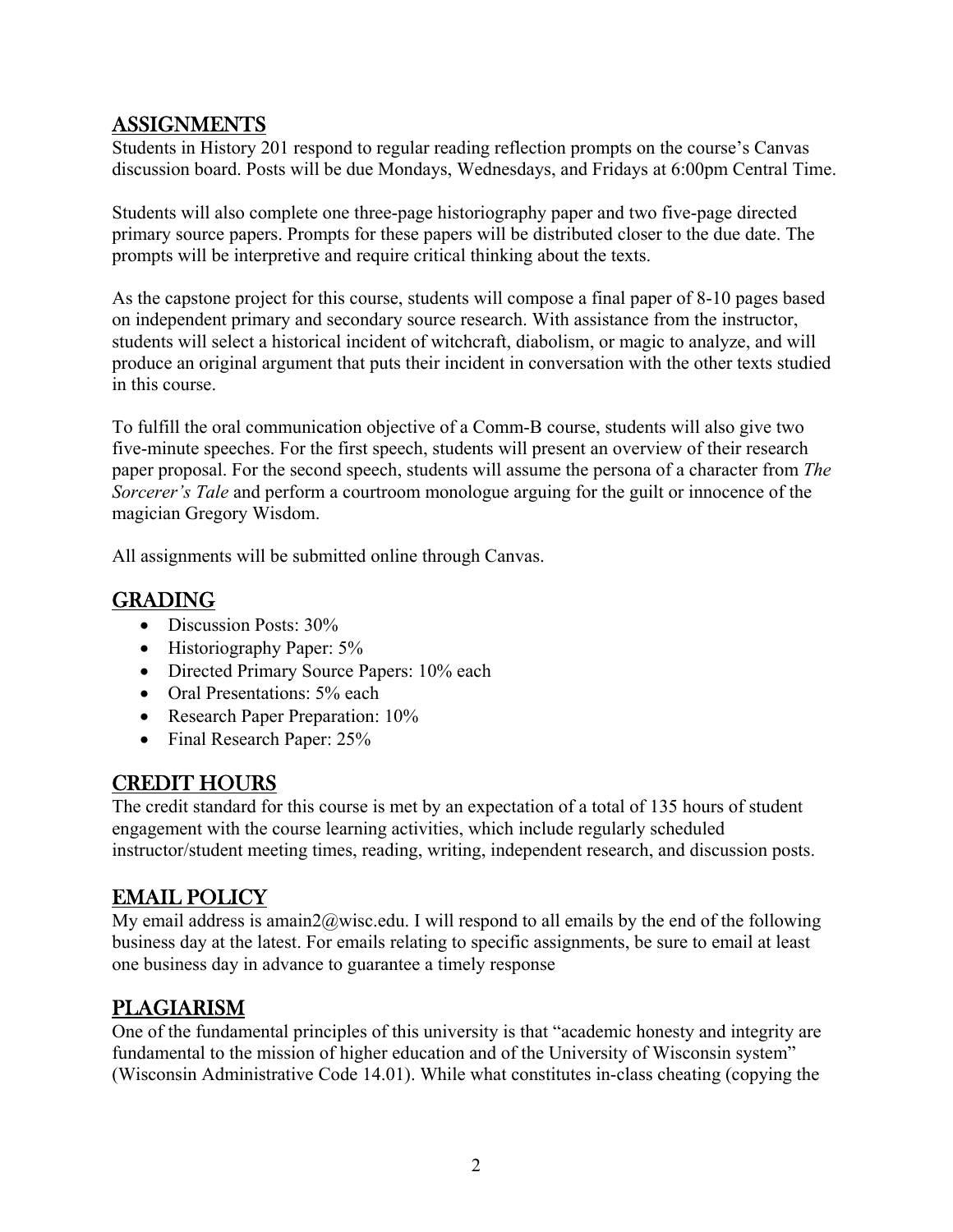## ASSIGNMENTS

Students in History 201 respond to regular reading reflection prompts on the course's Canvas discussion board. Posts will be due Mondays, Wednesdays, and Fridays at 6:00pm Central Time.

Students will also complete one three-page historiography paper and two five-page directed primary source papers. Prompts for these papers will be distributed closer to the due date. The prompts will be interpretive and require critical thinking about the texts.

As the capstone project for this course, students will compose a final paper of 8-10 pages based on independent primary and secondary source research. With assistance from the instructor, students will select a historical incident of witchcraft, diabolism, or magic to analyze, and will produce an original argument that puts their incident in conversation with the other texts studied in this course.

To fulfill the oral communication objective of a Comm-B course, students will also give two five-minute speeches. For the first speech, students will present an overview of their research paper proposal. For the second speech, students will assume the persona of a character from *The Sorcerer's Tale* and perform a courtroom monologue arguing for the guilt or innocence of the magician Gregory Wisdom.

All assignments will be submitted online through Canvas.

## GRADING

- Discussion Posts: 30%
- Historiography Paper: 5%
- Directed Primary Source Papers: 10% each
- Oral Presentations: 5% each
- Research Paper Preparation: 10%
- Final Research Paper: 25%

## CREDIT HOURS

The credit standard for this course is met by an expectation of a total of 135 hours of student engagement with the course learning activities, which include regularly scheduled instructor/student meeting times, reading, writing, independent research, and discussion posts.

## EMAIL POLICY

My email address is amain2@wisc.edu. I will respond to all emails by the end of the following business day at the latest. For emails relating to specific assignments, be sure to email at least one business day in advance to guarantee a timely response

## PLAGIARISM

One of the fundamental principles of this university is that "academic honesty and integrity are fundamental to the mission of higher education and of the University of Wisconsin system" (Wisconsin Administrative Code 14.01). While what constitutes in-class cheating (copying the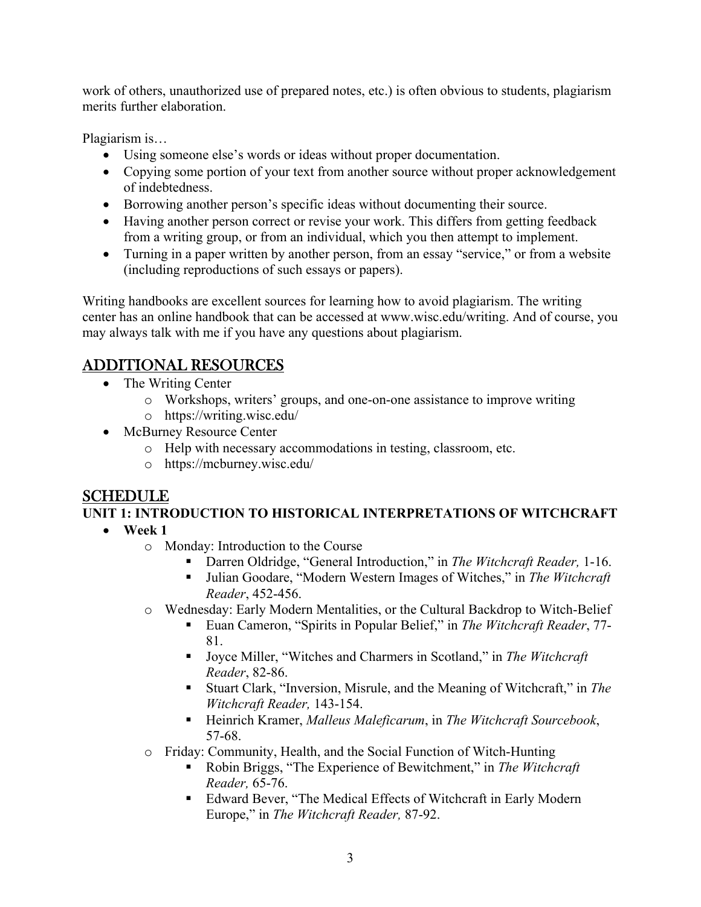work of others, unauthorized use of prepared notes, etc.) is often obvious to students, plagiarism merits further elaboration.

Plagiarism is…

- Using someone else's words or ideas without proper documentation.
- Copying some portion of your text from another source without proper acknowledgement of indebtedness.
- Borrowing another person's specific ideas without documenting their source.
- Having another person correct or revise your work. This differs from getting feedback from a writing group, or from an individual, which you then attempt to implement.
- Turning in a paper written by another person, from an essay "service," or from a website (including reproductions of such essays or papers).

Writing handbooks are excellent sources for learning how to avoid plagiarism. The writing center has an online handbook that can be accessed at www.wisc.edu/writing. And of course, you may always talk with me if you have any questions about plagiarism.

## ADDITIONAL RESOURCES

- The Writing Center
  - Workshops, writers' groups, and one-on-one assistance to improve writing
  - https://writing.wisc.edu/
- McBurney Resource Center
  - Help with necessary accommodations in testing, classroom, etc.
  - https://mcburney.wisc.edu/

## SCHEDULE

### UNIT 1: INTRODUCTION TO HISTORICAL INTERPRETATIONS OF WITCHCRAFT

- **Week 1**
  - Monday: Introduction to the Course
    - Darren Oldridge, "General Introduction," in *The Witchcraft Reader,* 1-16.
    - Julian Goodare, "Modern Western Images of Witches," in *The Witchcraft Reader*, 452-456.
  - Wednesday: Early Modern Mentalities, or the Cultural Backdrop to Witch-Belief
    - Euan Cameron, "Spirits in Popular Belief," in *The Witchcraft Reader*, 77-81.
    - Joyce Miller, "Witches and Charmers in Scotland," in *The Witchcraft Reader*, 82-86.
    - Stuart Clark, "Inversion, Misrule, and the Meaning of Witchcraft," in *The Witchcraft Reader,* 143-154.
    - Heinrich Kramer, *Malleus Maleficarum*, in *The Witchcraft Sourcebook*, 57-68.
  - Friday: Community, Health, and the Social Function of Witch-Hunting
    - Robin Briggs, "The Experience of Bewitchment," in *The Witchcraft Reader,* 65-76.
    - Edward Bever, "The Medical Effects of Witchcraft in Early Modern Europe," in *The Witchcraft Reader,* 87-92.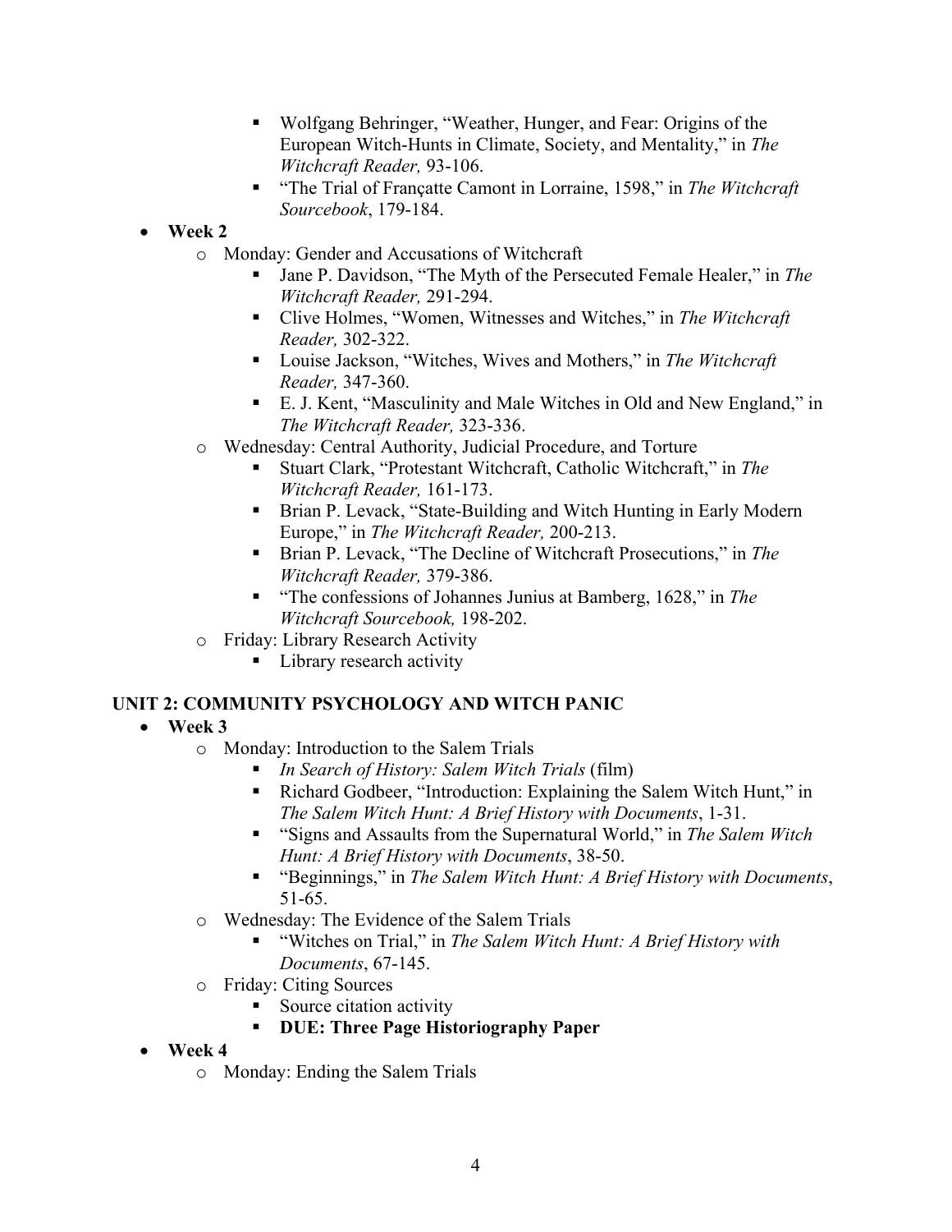- Wolfgang Behringer, "Weather, Hunger, and Fear: Origins of the European Witch-Hunts in Climate, Society, and Mentality," in *The Witchcraft Reader,* 93-106.
        - "The Trial of Françatte Camont in Lorraine, 1598," in *The Witchcraft Sourcebook*, 179-184.

- **Week 2**
    - Monday: Gender and Accusations of Witchcraft
        - Jane P. Davidson, "The Myth of the Persecuted Female Healer," in *The Witchcraft Reader,* 291-294.
        - Clive Holmes, "Women, Witnesses and Witches," in *The Witchcraft Reader,* 302-322.
        - Louise Jackson, "Witches, Wives and Mothers," in *The Witchcraft Reader,* 347-360.
        - E. J. Kent, "Masculinity and Male Witches in Old and New England," in *The Witchcraft Reader,* 323-336.
    - Wednesday: Central Authority, Judicial Procedure, and Torture
        - Stuart Clark, "Protestant Witchcraft, Catholic Witchcraft," in *The Witchcraft Reader,* 161-173.
        - Brian P. Levack, "State-Building and Witch Hunting in Early Modern Europe," in *The Witchcraft Reader,* 200-213.
        - Brian P. Levack, "The Decline of Witchcraft Prosecutions," in *The Witchcraft Reader,* 379-386.
        - "The confessions of Johannes Junius at Bamberg, 1628," in *The Witchcraft Sourcebook,* 198-202.
    - Friday: Library Research Activity
        - Library research activity

## UNIT 2: COMMUNITY PSYCHOLOGY AND WITCH PANIC

- **Week 3**
    - Monday: Introduction to the Salem Trials
        - *In Search of History: Salem Witch Trials* (film)
        - Richard Godbeer, "Introduction: Explaining the Salem Witch Hunt," in *The Salem Witch Hunt: A Brief History with Documents*, 1-31.
        - "Signs and Assaults from the Supernatural World," in *The Salem Witch Hunt: A Brief History with Documents*, 38-50.
        - "Beginnings," in *The Salem Witch Hunt: A Brief History with Documents*, 51-65.
    - Wednesday: The Evidence of the Salem Trials
        - "Witches on Trial," in *The Salem Witch Hunt: A Brief History with Documents*, 67-145.
    - Friday: Citing Sources
        - Source citation activity
        - **DUE: Three Page Historiography Paper**
- **Week 4**
    - Monday: Ending the Salem Trials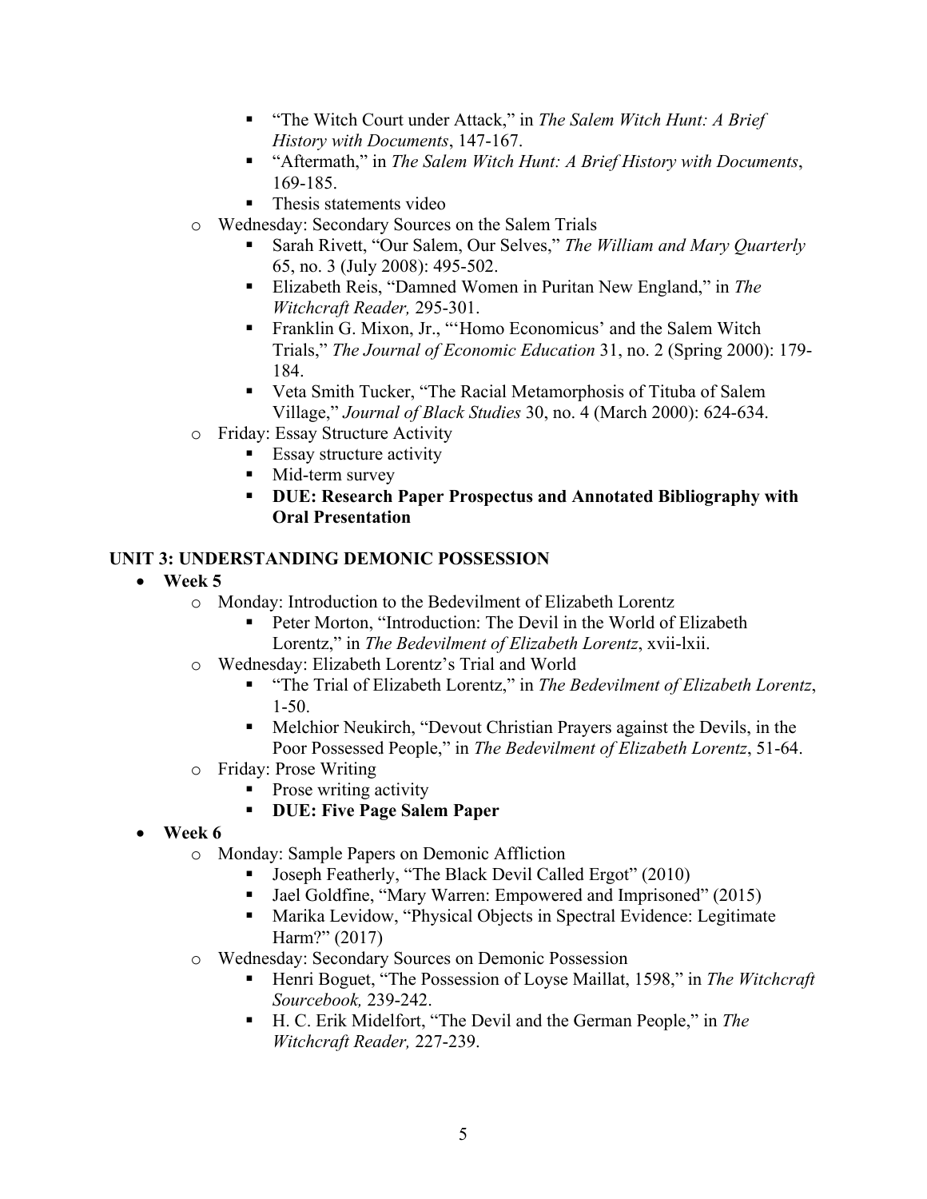- "The Witch Court under Attack," in *The Salem Witch Hunt: A Brief History with Documents*, 147-167.
    - "Aftermath," in *The Salem Witch Hunt: A Brief History with Documents*, 169-185.
    - Thesis statements video
  - Wednesday: Secondary Sources on the Salem Trials
    - Sarah Rivett, "Our Salem, Our Selves," *The William and Mary Quarterly* 65, no. 3 (July 2008): 495-502.
    - Elizabeth Reis, "Damned Women in Puritan New England," in *The Witchcraft Reader,* 295-301.
    - Franklin G. Mixon, Jr., "'Homo Economicus' and the Salem Witch Trials," *The Journal of Economic Education* 31, no. 2 (Spring 2000): 179-184.
    - Veta Smith Tucker, "The Racial Metamorphosis of Tituba of Salem Village," *Journal of Black Studies* 30, no. 4 (March 2000): 624-634.
  - Friday: Essay Structure Activity
    - Essay structure activity
    - Mid-term survey
    - **DUE: Research Paper Prospectus and Annotated Bibliography with Oral Presentation**

**UNIT 3: UNDERSTANDING DEMONIC POSSESSION**

- **Week 5**
  - Monday: Introduction to the Bedevilment of Elizabeth Lorentz
    - Peter Morton, "Introduction: The Devil in the World of Elizabeth Lorentz," in *The Bedevilment of Elizabeth Lorentz*, xvii-lxii.
  - Wednesday: Elizabeth Lorentz's Trial and World
    - "The Trial of Elizabeth Lorentz," in *The Bedevilment of Elizabeth Lorentz*, 1-50.
    - Melchior Neukirch, "Devout Christian Prayers against the Devils, in the Poor Possessed People," in *The Bedevilment of Elizabeth Lorentz*, 51-64.
  - Friday: Prose Writing
    - Prose writing activity
    - **DUE: Five Page Salem Paper**
- **Week 6**
  - Monday: Sample Papers on Demonic Affliction
    - Joseph Featherly, "The Black Devil Called Ergot" (2010)
    - Jael Goldfine, "Mary Warren: Empowered and Imprisoned" (2015)
    - Marika Levidow, "Physical Objects in Spectral Evidence: Legitimate Harm?" (2017)
  - Wednesday: Secondary Sources on Demonic Possession
    - Henri Boguet, "The Possession of Loyse Maillat, 1598," in *The Witchcraft Sourcebook,* 239-242.
    - H. C. Erik Midelfort, "The Devil and the German People," in *The Witchcraft Reader,* 227-239.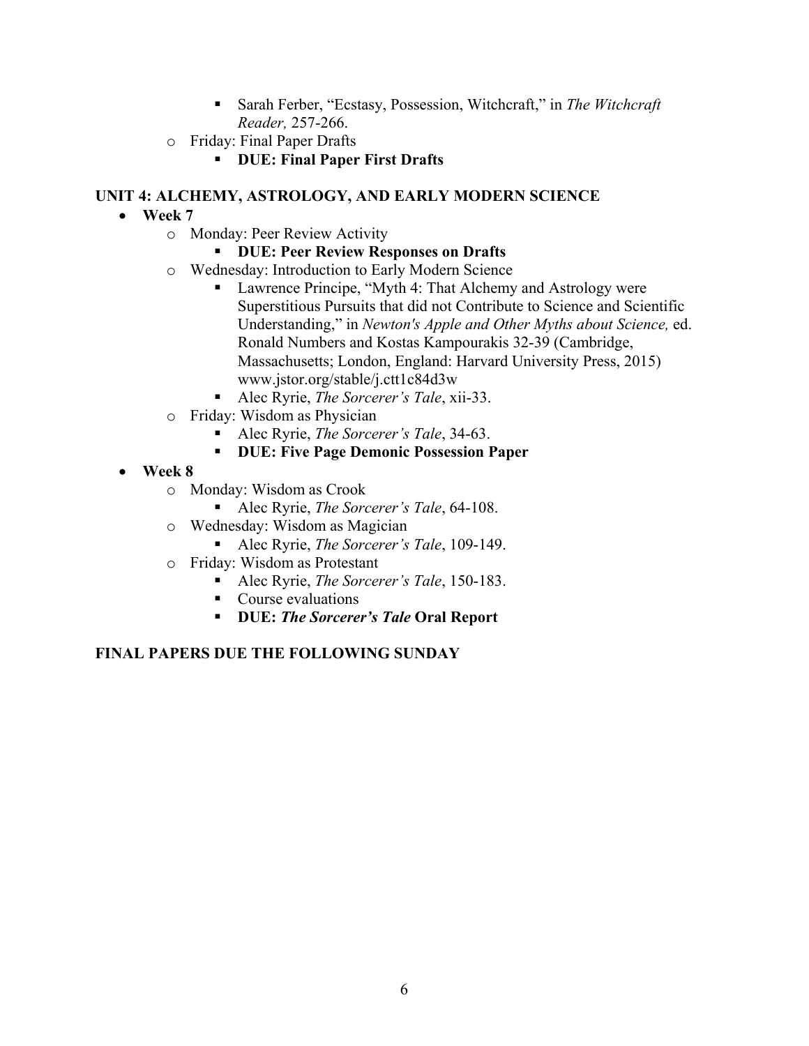- Sarah Ferber, "Ecstasy, Possession, Witchcraft," in *The Witchcraft Reader,* 257-266.
    - Friday: Final Paper Drafts
        - **DUE: Final Paper First Drafts**

**UNIT 4: ALCHEMY, ASTROLOGY, AND EARLY MODERN SCIENCE**

- **Week 7**
    - Monday: Peer Review Activity
        - **DUE: Peer Review Responses on Drafts**
    - Wednesday: Introduction to Early Modern Science
        - Lawrence Principe, "Myth 4: That Alchemy and Astrology were Superstitious Pursuits that did not Contribute to Science and Scientific Understanding," in *Newton's Apple and Other Myths about Science,* ed. Ronald Numbers and Kostas Kampourakis 32-39 (Cambridge, Massachusetts; London, England: Harvard University Press, 2015) www.jstor.org/stable/j.ctt1c84d3w
        - Alec Ryrie, *The Sorcerer's Tale*, xii-33.
    - Friday: Wisdom as Physician
        - Alec Ryrie, *The Sorcerer's Tale*, 34-63.
        - **DUE: Five Page Demonic Possession Paper**
- **Week 8**
    - Monday: Wisdom as Crook
        - Alec Ryrie, *The Sorcerer's Tale*, 64-108.
    - Wednesday: Wisdom as Magician
        - Alec Ryrie, *The Sorcerer's Tale*, 109-149.
    - Friday: Wisdom as Protestant
        - Alec Ryrie, *The Sorcerer's Tale*, 150-183.
        - Course evaluations
        - **DUE: *The Sorcerer's Tale* Oral Report**

**FINAL PAPERS DUE THE FOLLOWING SUNDAY**